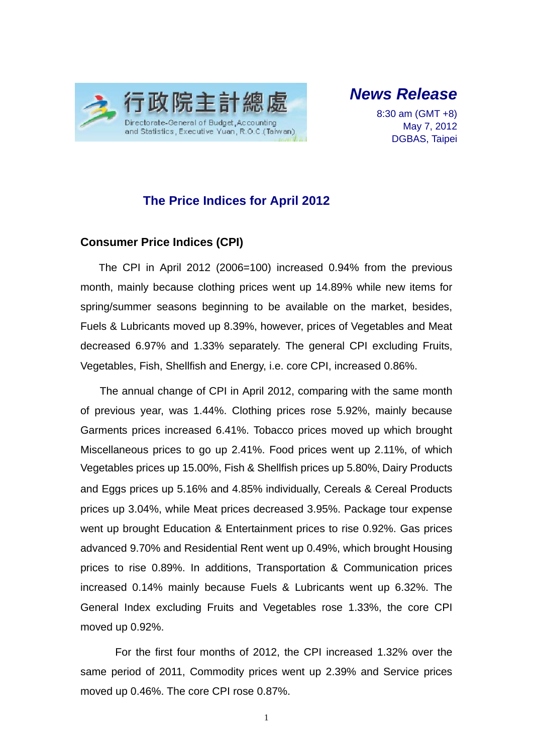行政院主計總處

Directorate-General of Budget, Accounting and Statistics, Executive Yuan, R.O.C.(Taiwan)

***News Release***

8:30 am (GMT +8)
May 7, 2012
DGBAS, Taipei

# The Price Indices for April 2012

## Consumer Price Indices (CPI)

The CPI in April 2012 (2006=100) increased 0.94% from the previous month, mainly because clothing prices went up 14.89% while new items for spring/summer seasons beginning to be available on the market, besides, Fuels & Lubricants moved up 8.39%, however, prices of Vegetables and Meat decreased 6.97% and 1.33% separately. The general CPI excluding Fruits, Vegetables, Fish, Shellfish and Energy, i.e. core CPI, increased 0.86%.

The annual change of CPI in April 2012, comparing with the same month of previous year, was 1.44%. Clothing prices rose 5.92%, mainly because Garments prices increased 6.41%. Tobacco prices moved up which brought Miscellaneous prices to go up 2.41%. Food prices went up 2.11%, of which Vegetables prices up 15.00%, Fish & Shellfish prices up 5.80%, Dairy Products and Eggs prices up 5.16% and 4.85% individually, Cereals & Cereal Products prices up 3.04%, while Meat prices decreased 3.95%. Package tour expense went up brought Education & Entertainment prices to rise 0.92%. Gas prices advanced 9.70% and Residential Rent went up 0.49%, which brought Housing prices to rise 0.89%. In additions, Transportation & Communication prices increased 0.14% mainly because Fuels & Lubricants went up 6.32%. The General Index excluding Fruits and Vegetables rose 1.33%, the core CPI moved up 0.92%.

For the first four months of 2012, the CPI increased 1.32% over the same period of 2011, Commodity prices went up 2.39% and Service prices moved up 0.46%. The core CPI rose 0.87%.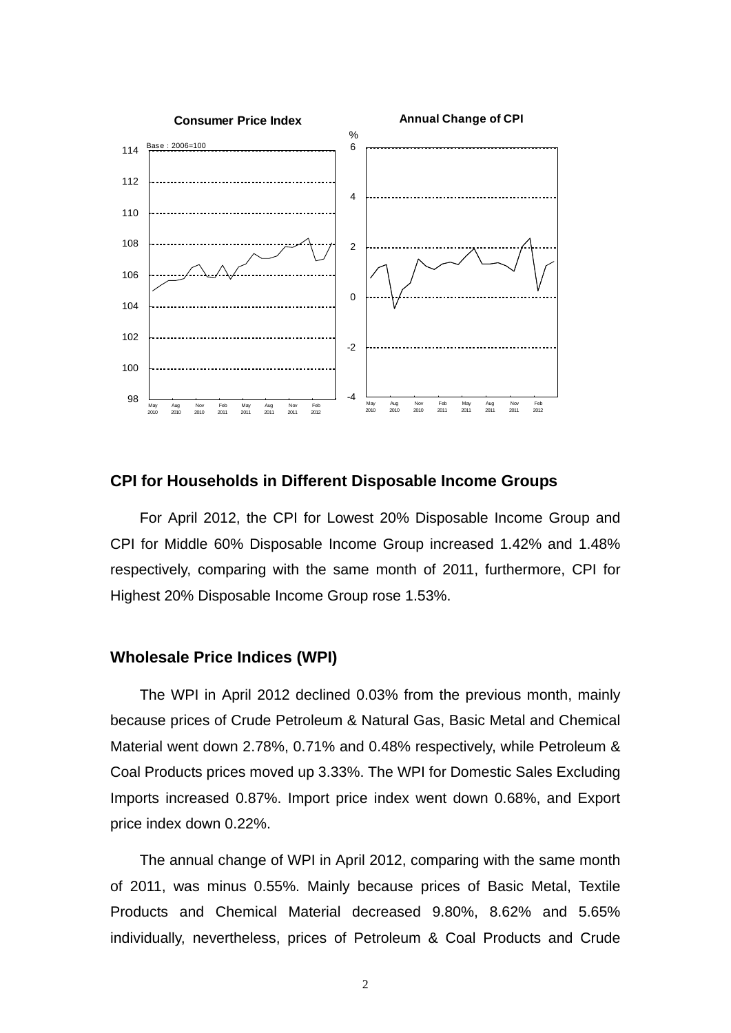**Consumer Price Index**

Base : 2006=100

**Annual Change of CPI**

## CPI for Households in Different Disposable Income Groups

For April 2012, the CPI for Lowest 20% Disposable Income Group and CPI for Middle 60% Disposable Income Group increased 1.42% and 1.48% respectively, comparing with the same month of 2011, furthermore, CPI for Highest 20% Disposable Income Group rose 1.53%.

## Wholesale Price Indices (WPI)

The WPI in April 2012 declined 0.03% from the previous month, mainly because prices of Crude Petroleum & Natural Gas, Basic Metal and Chemical Material went down 2.78%, 0.71% and 0.48% respectively, while Petroleum & Coal Products prices moved up 3.33%. The WPI for Domestic Sales Excluding Imports increased 0.87%. Import price index went down 0.68%, and Export price index down 0.22%.

The annual change of WPI in April 2012, comparing with the same month of 2011, was minus 0.55%. Mainly because prices of Basic Metal, Textile Products and Chemical Material decreased 9.80%, 8.62% and 5.65% individually, nevertheless, prices of Petroleum & Coal Products and Crude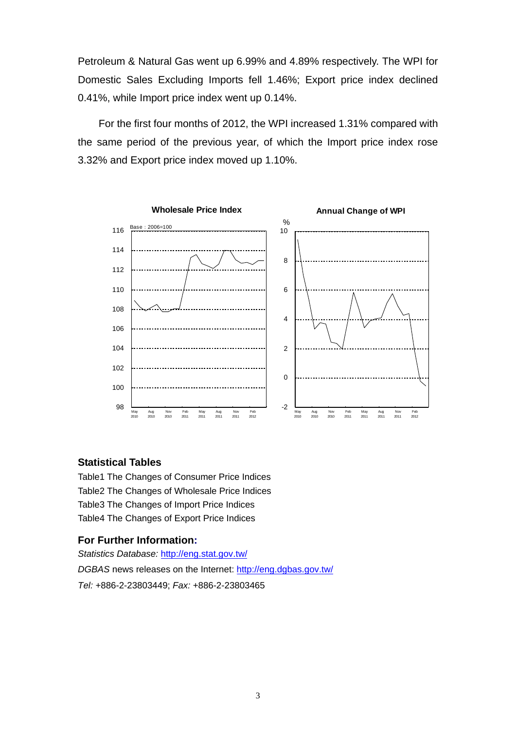Petroleum & Natural Gas went up 6.99% and 4.89% respectively. The WPI for Domestic Sales Excluding Imports fell 1.46%; Export price index declined 0.41%, while Import price index went up 0.14%.

For the first four months of 2012, the WPI increased 1.31% compared with the same period of the previous year, of which the Import price index rose 3.32% and Export price index moved up 1.10%.

**Wholesale Price Index**

**Annual Change of WPI**

### Statistical Tables

Table1 The Changes of Consumer Price Indices
Table2 The Changes of Wholesale Price Indices
Table3 The Changes of Import Price Indices
Table4 The Changes of Export Price Indices

### For Further Information:

*Statistics Database:* http://eng.stat.gov.tw/
*DGBAS* news releases on the Internet: http://eng.dgbas.gov.tw/
*Tel:* +886-2-23803449; *Fax:* +886-2-23803465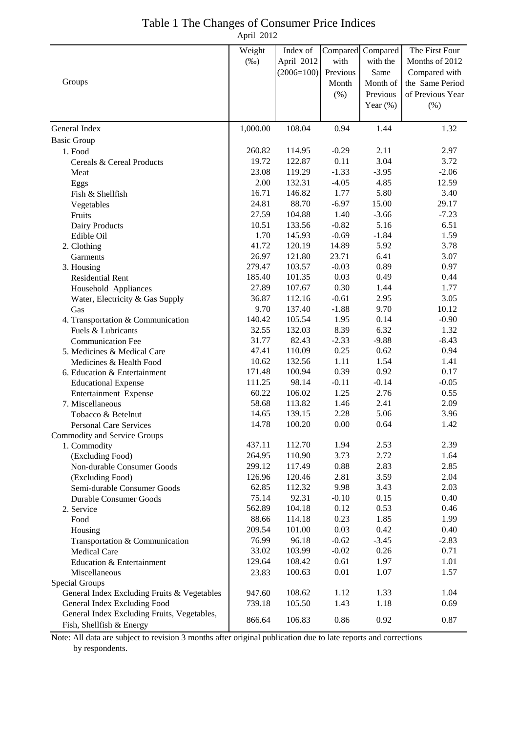# Table 1 The Changes of Consumer Price Indices

April 2012

| Groups | Weight (‰) | Index of April 2012 (2006=100) | Compared with Previous Month (%) | Compared with the Same Month of Previous Year (%) | The First Four Months of 2012 Compared with the Same Period of Previous Year (%) |
|---|---|---|---|---|---|
| General Index | 1,000.00 | 108.04 | 0.94 | 1.44 | 1.32 |
| Basic Group | | | | | |
| 1. Food | 260.82 | 114.95 | -0.29 | 2.11 | 2.97 |
| Cereals & Cereal Products | 19.72 | 122.87 | 0.11 | 3.04 | 3.72 |
| Meat | 23.08 | 119.29 | -1.33 | -3.95 | -2.06 |
| Eggs | 2.00 | 132.31 | -4.05 | 4.85 | 12.59 |
| Fish & Shellfish | 16.71 | 146.82 | 1.77 | 5.80 | 3.40 |
| Vegetables | 24.81 | 88.70 | -6.97 | 15.00 | 29.17 |
| Fruits | 27.59 | 104.88 | 1.40 | -3.66 | -7.23 |
| Dairy Products | 10.51 | 133.56 | -0.82 | 5.16 | 6.51 |
| Edible Oil | 1.70 | 145.93 | -0.69 | -1.84 | 1.59 |
| 2. Clothing | 41.72 | 120.19 | 14.89 | 5.92 | 3.78 |
| Garments | 26.97 | 121.80 | 23.71 | 6.41 | 3.07 |
| 3. Housing | 279.47 | 103.57 | -0.03 | 0.89 | 0.97 |
| Residential Rent | 185.40 | 101.35 | 0.03 | 0.49 | 0.44 |
| Household Appliances | 27.89 | 107.67 | 0.30 | 1.44 | 1.77 |
| Water, Electricity & Gas Supply | 36.87 | 112.16 | -0.61 | 2.95 | 3.05 |
| Gas | 9.70 | 137.40 | -1.88 | 9.70 | 10.12 |
| 4. Transportation & Communication | 140.42 | 105.54 | 1.95 | 0.14 | -0.90 |
| Fuels & Lubricants | 32.55 | 132.03 | 8.39 | 6.32 | 1.32 |
| Communication Fee | 31.77 | 82.43 | -2.33 | -9.88 | -8.43 |
| 5. Medicines & Medical Care | 47.41 | 110.09 | 0.25 | 0.62 | 0.94 |
| Medicines & Health Food | 10.62 | 132.56 | 1.11 | 1.54 | 1.41 |
| 6. Education & Entertainment | 171.48 | 100.94 | 0.39 | 0.92 | 0.17 |
| Educational Expense | 111.25 | 98.14 | -0.11 | -0.14 | -0.05 |
| Entertainment Expense | 60.22 | 106.02 | 1.25 | 2.76 | 0.55 |
| 7. Miscellaneous | 58.68 | 113.82 | 1.46 | 2.41 | 2.09 |
| Tobacco & Betelnut | 14.65 | 139.15 | 2.28 | 5.06 | 3.96 |
| Personal Care Services | 14.78 | 100.20 | 0.00 | 0.64 | 1.42 |
| Commodity and Service Groups | | | | | |
| 1. Commodity | 437.11 | 112.70 | 1.94 | 2.53 | 2.39 |
| (Excluding Food) | 264.95 | 110.90 | 3.73 | 2.72 | 1.64 |
| Non-durable Consumer Goods | 299.12 | 117.49 | 0.88 | 2.83 | 2.85 |
| (Excluding Food) | 126.96 | 120.46 | 2.81 | 3.59 | 2.04 |
| Semi-durable Consumer Goods | 62.85 | 112.32 | 9.98 | 3.43 | 2.03 |
| Durable Consumer Goods | 75.14 | 92.31 | -0.10 | 0.15 | 0.40 |
| 2. Service | 562.89 | 104.18 | 0.12 | 0.53 | 0.46 |
| Food | 88.66 | 114.18 | 0.23 | 1.85 | 1.99 |
| Housing | 209.54 | 101.00 | 0.03 | 0.42 | 0.40 |
| Transportation & Communication | 76.99 | 96.18 | -0.62 | -3.45 | -2.83 |
| Medical Care | 33.02 | 103.99 | -0.02 | 0.26 | 0.71 |
| Education & Entertainment | 129.64 | 108.42 | 0.61 | 1.97 | 1.01 |
| Miscellaneous | 23.83 | 100.63 | 0.01 | 1.07 | 1.57 |
| Special Groups | | | | | |
| General Index Excluding Fruits & Vegetables | 947.60 | 108.62 | 1.12 | 1.33 | 1.04 |
| General Index Excluding Food | 739.18 | 105.50 | 1.43 | 1.18 | 0.69 |
| General Index Excluding Fruits, Vegetables, Fish, Shellfish & Energy | 866.64 | 106.83 | 0.86 | 0.92 | 0.87 |

Note: All data are subject to revision 3 months after original publication due to late reports and corrections by respondents.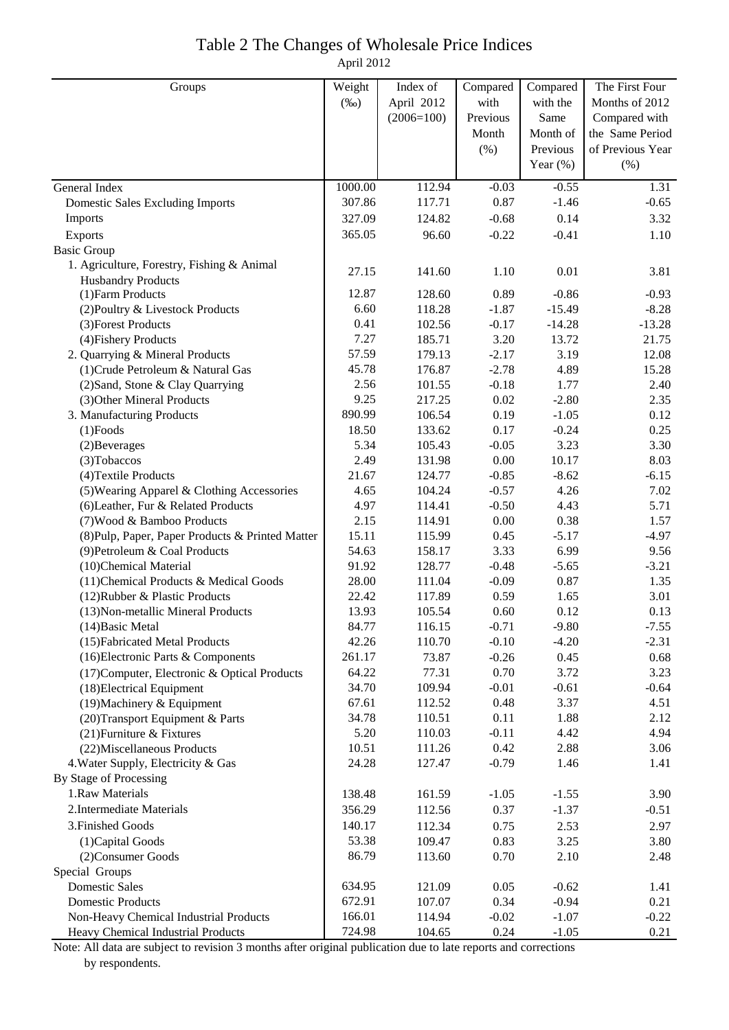# Table 2 The Changes of Wholesale Price Indices

April 2012

| Groups | Weight (‰) | Index of April 2012 (2006=100) | Compared with Previous Month (%) | Compared with the Same Month of Previous Year (%) | The First Four Months of 2012 Compared with the Same Period of Previous Year (%) |
|---|---|---|---|---|---|
| General Index | 1000.00 | 112.94 | -0.03 | -0.55 | 1.31 |
| Domestic Sales Excluding Imports | 307.86 | 117.71 | 0.87 | -1.46 | -0.65 |
| Imports | 327.09 | 124.82 | -0.68 | 0.14 | 3.32 |
| Exports | 365.05 | 96.60 | -0.22 | -0.41 | 1.10 |
| Basic Group | | | | | |
| 1. Agriculture, Forestry, Fishing & Animal Husbandry Products | 27.15 | 141.60 | 1.10 | 0.01 | 3.81 |
| (1)Farm Products | 12.87 | 128.60 | 0.89 | -0.86 | -0.93 |
| (2)Poultry & Livestock Products | 6.60 | 118.28 | -1.87 | -15.49 | -8.28 |
| (3)Forest Products | 0.41 | 102.56 | -0.17 | -14.28 | -13.28 |
| (4)Fishery Products | 7.27 | 185.71 | 3.20 | 13.72 | 21.75 |
| 2. Quarrying & Mineral Products | 57.59 | 179.13 | -2.17 | 3.19 | 12.08 |
| (1)Crude Petroleum & Natural Gas | 45.78 | 176.87 | -2.78 | 4.89 | 15.28 |
| (2)Sand, Stone & Clay Quarrying | 2.56 | 101.55 | -0.18 | 1.77 | 2.40 |
| (3)Other Mineral Products | 9.25 | 217.25 | 0.02 | -2.80 | 2.35 |
| 3. Manufacturing Products | 890.99 | 106.54 | 0.19 | -1.05 | 0.12 |
| (1)Foods | 18.50 | 133.62 | 0.17 | -0.24 | 0.25 |
| (2)Beverages | 5.34 | 105.43 | -0.05 | 3.23 | 3.30 |
| (3)Tobaccos | 2.49 | 131.98 | 0.00 | 10.17 | 8.03 |
| (4)Textile Products | 21.67 | 124.77 | -0.85 | -8.62 | -6.15 |
| (5)Wearing Apparel & Clothing Accessories | 4.65 | 104.24 | -0.57 | 4.26 | 7.02 |
| (6)Leather, Fur & Related Products | 4.97 | 114.41 | -0.50 | 4.43 | 5.71 |
| (7)Wood & Bamboo Products | 2.15 | 114.91 | 0.00 | 0.38 | 1.57 |
| (8)Pulp, Paper, Paper Products & Printed Matter | 15.11 | 115.99 | 0.45 | -5.17 | -4.97 |
| (9)Petroleum & Coal Products | 54.63 | 158.17 | 3.33 | 6.99 | 9.56 |
| (10)Chemical Material | 91.92 | 128.77 | -0.48 | -5.65 | -3.21 |
| (11)Chemical Products & Medical Goods | 28.00 | 111.04 | -0.09 | 0.87 | 1.35 |
| (12)Rubber & Plastic Products | 22.42 | 117.89 | 0.59 | 1.65 | 3.01 |
| (13)Non-metallic Mineral Products | 13.93 | 105.54 | 0.60 | 0.12 | 0.13 |
| (14)Basic Metal | 84.77 | 116.15 | -0.71 | -9.80 | -7.55 |
| (15)Fabricated Metal Products | 42.26 | 110.70 | -0.10 | -4.20 | -2.31 |
| (16)Electronic Parts & Components | 261.17 | 73.87 | -0.26 | 0.45 | 0.68 |
| (17)Computer, Electronic & Optical Products | 64.22 | 77.31 | 0.70 | 3.72 | 3.23 |
| (18)Electrical Equipment | 34.70 | 109.94 | -0.01 | -0.61 | -0.64 |
| (19)Machinery & Equipment | 67.61 | 112.52 | 0.48 | 3.37 | 4.51 |
| (20)Transport Equipment & Parts | 34.78 | 110.51 | 0.11 | 1.88 | 2.12 |
| (21)Furniture & Fixtures | 5.20 | 110.03 | -0.11 | 4.42 | 4.94 |
| (22)Miscellaneous Products | 10.51 | 111.26 | 0.42 | 2.88 | 3.06 |
| 4.Water Supply, Electricity & Gas | 24.28 | 127.47 | -0.79 | 1.46 | 1.41 |
| By Stage of Processing | | | | | |
| 1.Raw Materials | 138.48 | 161.59 | -1.05 | -1.55 | 3.90 |
| 2.Intermediate Materials | 356.29 | 112.56 | 0.37 | -1.37 | -0.51 |
| 3.Finished Goods | 140.17 | 112.34 | 0.75 | 2.53 | 2.97 |
| (1)Capital Goods | 53.38 | 109.47 | 0.83 | 3.25 | 3.80 |
| (2)Consumer Goods | 86.79 | 113.60 | 0.70 | 2.10 | 2.48 |
| Special Groups | | | | | |
| Domestic Sales | 634.95 | 121.09 | 0.05 | -0.62 | 1.41 |
| Domestic Products | 672.91 | 107.07 | 0.34 | -0.94 | 0.21 |
| Non-Heavy Chemical Industrial Products | 166.01 | 114.94 | -0.02 | -1.07 | -0.22 |
| Heavy Chemical Industrial Products | 724.98 | 104.65 | 0.24 | -1.05 | 0.21 |

Note: All data are subject to revision 3 months after original publication due to late reports and corrections by respondents.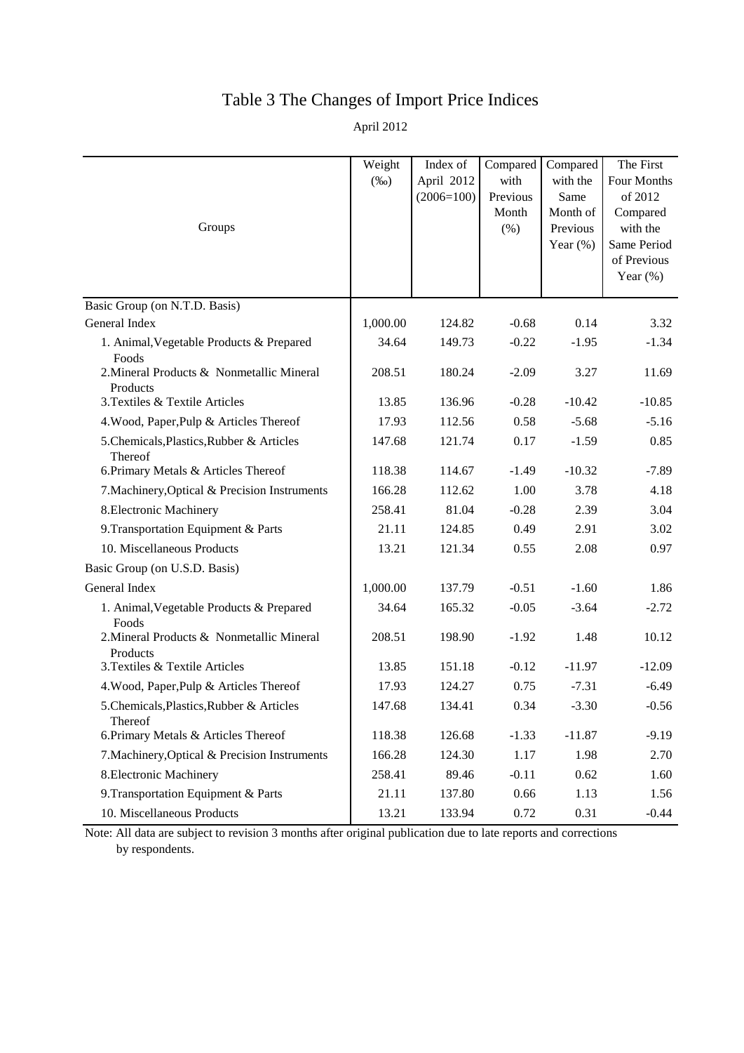# Table 3 The Changes of Import Price Indices

April 2012

| Groups | Weight (‰) | Index of April 2012 (2006=100) | Compared with Previous Month (%) | Compared with the Same Month of Previous Year (%) | The First Four Months of 2012 Compared with the Same Period of Previous Year (%) |
|---|---|---|---|---|---|
| Basic Group (on N.T.D. Basis) | | | | | |
| General Index | 1,000.00 | 124.82 | -0.68 | 0.14 | 3.32 |
| 1. Animal,Vegetable Products & Prepared Foods | 34.64 | 149.73 | -0.22 | -1.95 | -1.34 |
| 2.Mineral Products & Nonmetallic Mineral Products | 208.51 | 180.24 | -2.09 | 3.27 | 11.69 |
| 3.Textiles & Textile Articles | 13.85 | 136.96 | -0.28 | -10.42 | -10.85 |
| 4.Wood, Paper,Pulp & Articles Thereof | 17.93 | 112.56 | 0.58 | -5.68 | -5.16 |
| 5.Chemicals,Plastics,Rubber & Articles Thereof | 147.68 | 121.74 | 0.17 | -1.59 | 0.85 |
| 6.Primary Metals & Articles Thereof | 118.38 | 114.67 | -1.49 | -10.32 | -7.89 |
| 7.Machinery,Optical & Precision Instruments | 166.28 | 112.62 | 1.00 | 3.78 | 4.18 |
| 8.Electronic Machinery | 258.41 | 81.04 | -0.28 | 2.39 | 3.04 |
| 9.Transportation Equipment & Parts | 21.11 | 124.85 | 0.49 | 2.91 | 3.02 |
| 10. Miscellaneous Products | 13.21 | 121.34 | 0.55 | 2.08 | 0.97 |
| Basic Group (on U.S.D. Basis) | | | | | |
| General Index | 1,000.00 | 137.79 | -0.51 | -1.60 | 1.86 |
| 1. Animal,Vegetable Products & Prepared Foods | 34.64 | 165.32 | -0.05 | -3.64 | -2.72 |
| 2.Mineral Products & Nonmetallic Mineral Products | 208.51 | 198.90 | -1.92 | 1.48 | 10.12 |
| 3.Textiles & Textile Articles | 13.85 | 151.18 | -0.12 | -11.97 | -12.09 |
| 4.Wood, Paper,Pulp & Articles Thereof | 17.93 | 124.27 | 0.75 | -7.31 | -6.49 |
| 5.Chemicals,Plastics,Rubber & Articles Thereof | 147.68 | 134.41 | 0.34 | -3.30 | -0.56 |
| 6.Primary Metals & Articles Thereof | 118.38 | 126.68 | -1.33 | -11.87 | -9.19 |
| 7.Machinery,Optical & Precision Instruments | 166.28 | 124.30 | 1.17 | 1.98 | 2.70 |
| 8.Electronic Machinery | 258.41 | 89.46 | -0.11 | 0.62 | 1.60 |
| 9.Transportation Equipment & Parts | 21.11 | 137.80 | 0.66 | 1.13 | 1.56 |
| 10. Miscellaneous Products | 13.21 | 133.94 | 0.72 | 0.31 | -0.44 |

Note: All data are subject to revision 3 months after original publication due to late reports and corrections by respondents.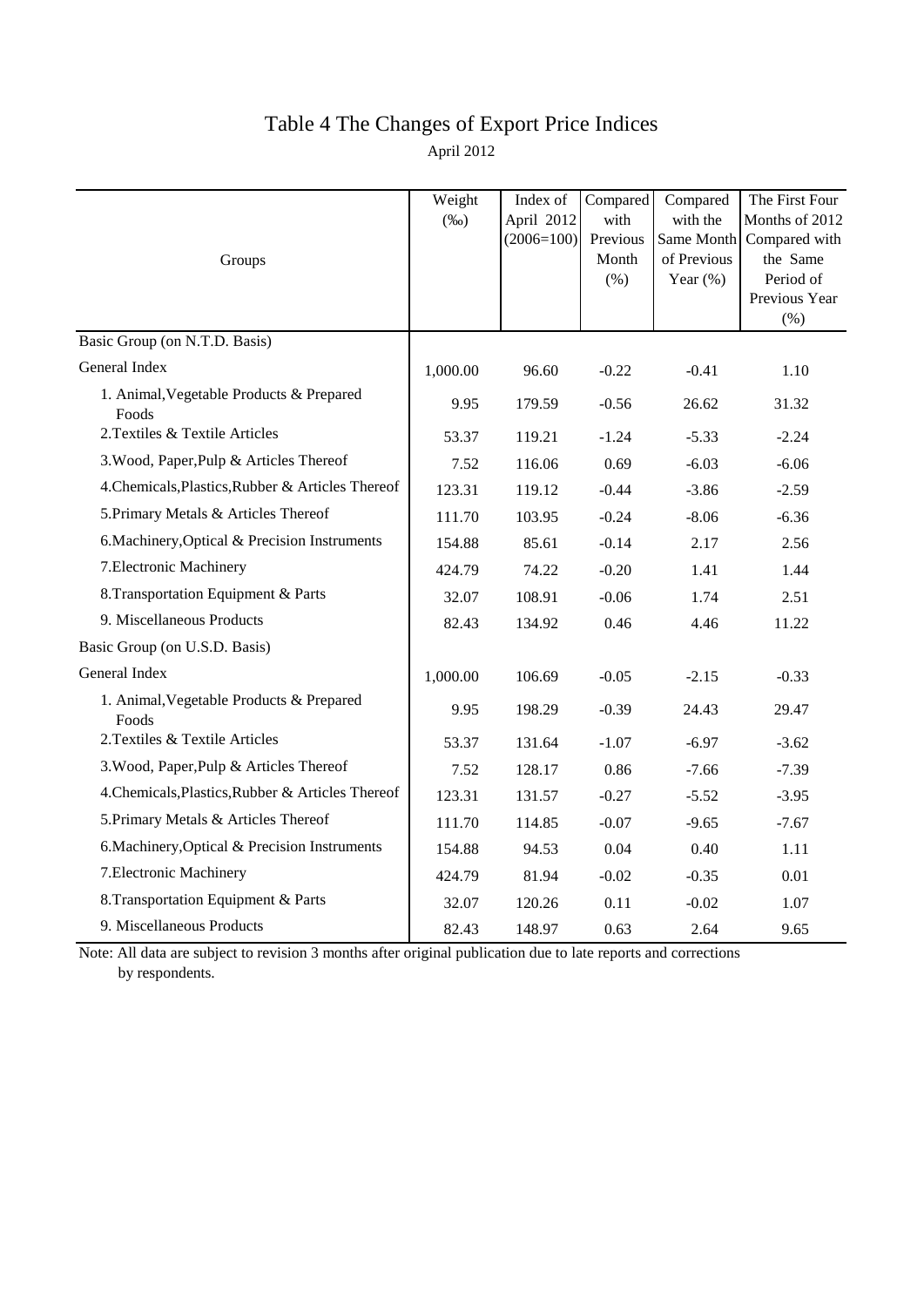# Table 4 The Changes of Export Price Indices

April 2012

| Groups | Weight (‰) | Index of April 2012 (2006=100) | Compared with Previous Month (%) | Compared with the Same Month of Previous Year (%) | The First Four Months of 2012 Compared with the Same Period of Previous Year (%) |
|---|---|---|---|---|---|
| Basic Group (on N.T.D. Basis) | | | | | |
| General Index | 1,000.00 | 96.60 | -0.22 | -0.41 | 1.10 |
| 1. Animal,Vegetable Products & Prepared Foods | 9.95 | 179.59 | -0.56 | 26.62 | 31.32 |
| 2.Textiles & Textile Articles | 53.37 | 119.21 | -1.24 | -5.33 | -2.24 |
| 3.Wood, Paper,Pulp & Articles Thereof | 7.52 | 116.06 | 0.69 | -6.03 | -6.06 |
| 4.Chemicals,Plastics,Rubber & Articles Thereof | 123.31 | 119.12 | -0.44 | -3.86 | -2.59 |
| 5.Primary Metals & Articles Thereof | 111.70 | 103.95 | -0.24 | -8.06 | -6.36 |
| 6.Machinery,Optical & Precision Instruments | 154.88 | 85.61 | -0.14 | 2.17 | 2.56 |
| 7.Electronic Machinery | 424.79 | 74.22 | -0.20 | 1.41 | 1.44 |
| 8.Transportation Equipment & Parts | 32.07 | 108.91 | -0.06 | 1.74 | 2.51 |
| 9. Miscellaneous Products | 82.43 | 134.92 | 0.46 | 4.46 | 11.22 |
| Basic Group (on U.S.D. Basis) | | | | | |
| General Index | 1,000.00 | 106.69 | -0.05 | -2.15 | -0.33 |
| 1. Animal,Vegetable Products & Prepared Foods | 9.95 | 198.29 | -0.39 | 24.43 | 29.47 |
| 2.Textiles & Textile Articles | 53.37 | 131.64 | -1.07 | -6.97 | -3.62 |
| 3.Wood, Paper,Pulp & Articles Thereof | 7.52 | 128.17 | 0.86 | -7.66 | -7.39 |
| 4.Chemicals,Plastics,Rubber & Articles Thereof | 123.31 | 131.57 | -0.27 | -5.52 | -3.95 |
| 5.Primary Metals & Articles Thereof | 111.70 | 114.85 | -0.07 | -9.65 | -7.67 |
| 6.Machinery,Optical & Precision Instruments | 154.88 | 94.53 | 0.04 | 0.40 | 1.11 |
| 7.Electronic Machinery | 424.79 | 81.94 | -0.02 | -0.35 | 0.01 |
| 8.Transportation Equipment & Parts | 32.07 | 120.26 | 0.11 | -0.02 | 1.07 |
| 9. Miscellaneous Products | 82.43 | 148.97 | 0.63 | 2.64 | 9.65 |

Note: All data are subject to revision 3 months after original publication due to late reports and corrections by respondents.